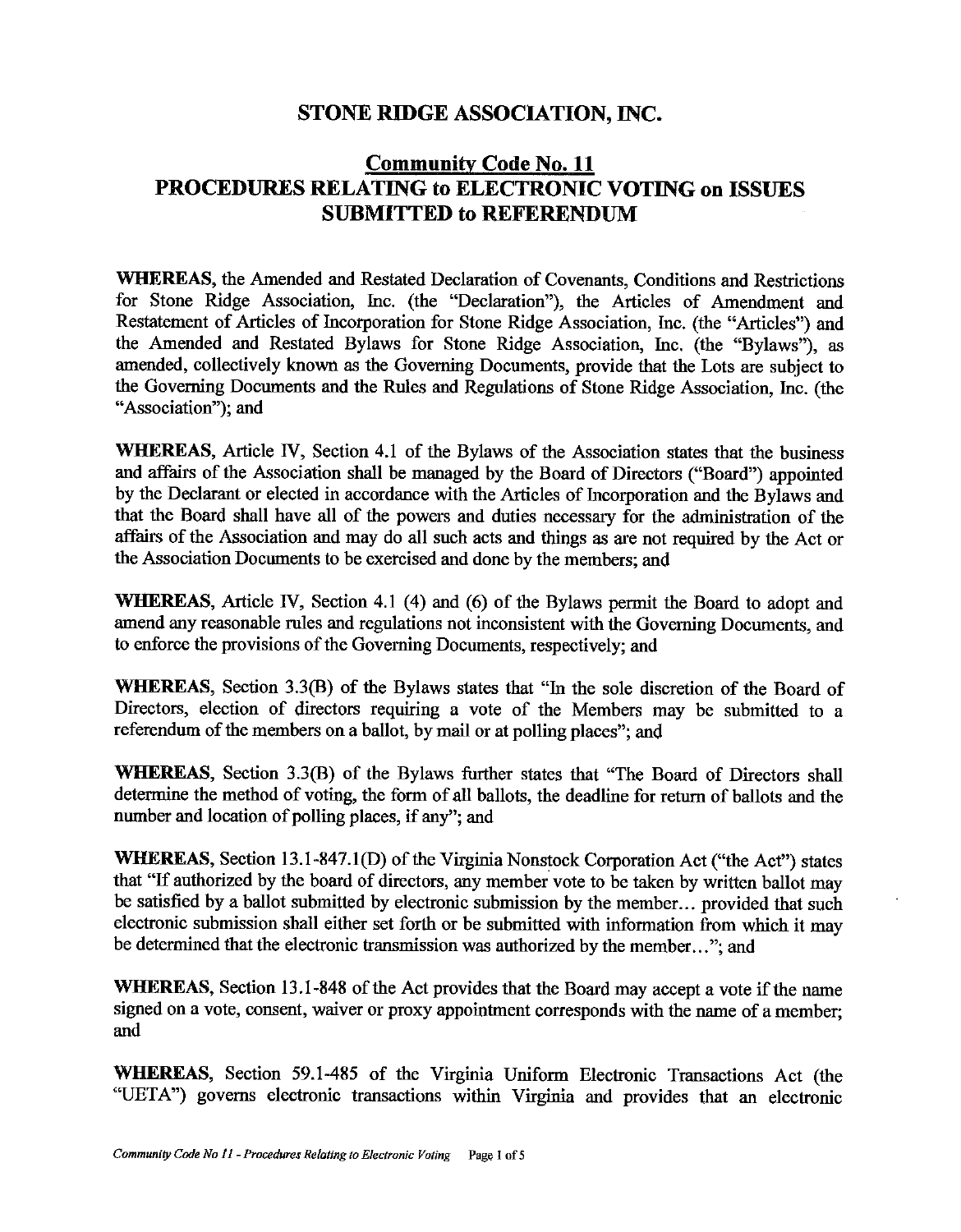# STONE RIDGE ASSOCIATION, INC.

## Community Code No. 11
## PROCEDURES RELATING to ELECTRONIC VOTING on ISSUES SUBMITTED to REFERENDUM

**WHEREAS,** the Amended and Restated Declaration of Covenants, Conditions and Restrictions for Stone Ridge Association, Inc. (the "Declaration"), the Articles of Amendment and Restatement of Articles of Incorporation for Stone Ridge Association, Inc. (the "Articles") and the Amended and Restated Bylaws for Stone Ridge Association, Inc. (the "Bylaws"), as amended, collectively known as the Governing Documents, provide that the Lots are subject to the Governing Documents and the Rules and Regulations of Stone Ridge Association, Inc. (the "Association"); and

**WHEREAS,** Article IV, Section 4.1 of the Bylaws of the Association states that the business and affairs of the Association shall be managed by the Board of Directors ("Board") appointed by the Declarant or elected in accordance with the Articles of Incorporation and the Bylaws and that the Board shall have all of the powers and duties necessary for the administration of the affairs of the Association and may do all such acts and things as are not required by the Act or the Association Documents to be exercised and done by the members; and

**WHEREAS,** Article IV, Section 4.1 (4) and (6) of the Bylaws permit the Board to adopt and amend any reasonable rules and regulations not inconsistent with the Governing Documents, and to enforce the provisions of the Governing Documents, respectively; and

**WHEREAS,** Section 3.3(B) of the Bylaws states that "In the sole discretion of the Board of Directors, election of directors requiring a vote of the Members may be submitted to a referendum of the members on a ballot, by mail or at polling places"; and

**WHEREAS,** Section 3.3(B) of the Bylaws further states that "The Board of Directors shall determine the method of voting, the form of all ballots, the deadline for return of ballots and the number and location of polling places, if any"; and

**WHEREAS,** Section 13.1-847.1(D) of the Virginia Nonstock Corporation Act ("the Act") states that "If authorized by the board of directors, any member vote to be taken by written ballot may be satisfied by a ballot submitted by electronic submission by the member... provided that such electronic submission shall either set forth or be submitted with information from which it may be determined that the electronic transmission was authorized by the member..."; and

**WHEREAS,** Section 13.1-848 of the Act provides that the Board may accept a vote if the name signed on a vote, consent, waiver or proxy appointment corresponds with the name of a member; and

**WHEREAS,** Section 59.1-485 of the Virginia Uniform Electronic Transactions Act (the "UETA") governs electronic transactions within Virginia and provides that an electronic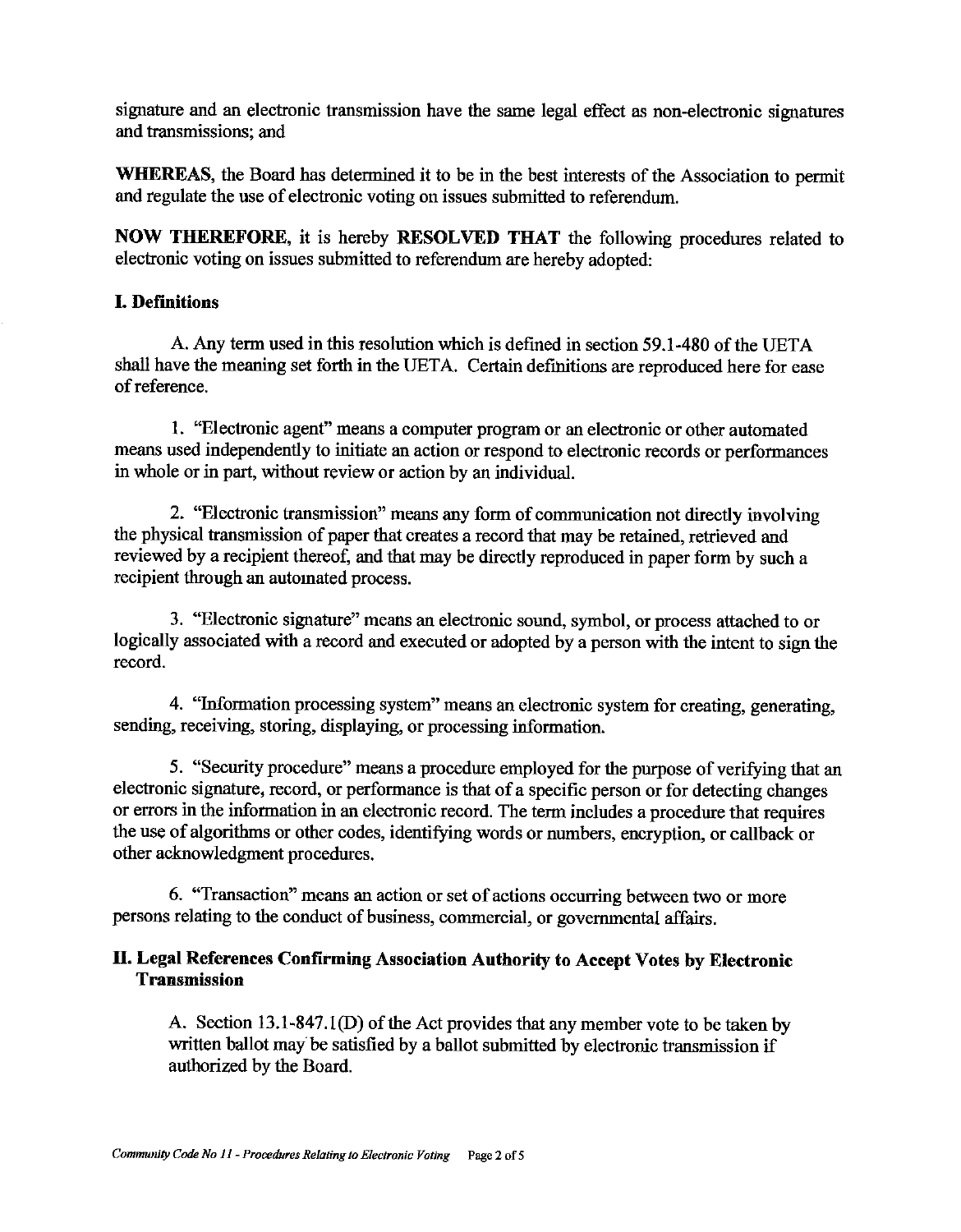signature and an electronic transmission have the same legal effect as non-electronic signatures and transmissions; and

**WHEREAS**, the Board has determined it to be in the best interests of the Association to permit and regulate the use of electronic voting on issues submitted to referendum.

**NOW THEREFORE**, it is hereby **RESOLVED THAT** the following procedures related to electronic voting on issues submitted to referendum are hereby adopted:

## I. Definitions

A. Any term used in this resolution which is defined in section 59.1-480 of the UETA shall have the meaning set forth in the UETA. Certain definitions are reproduced here for ease of reference.

1. "Electronic agent" means a computer program or an electronic or other automated means used independently to initiate an action or respond to electronic records or performances in whole or in part, without review or action by an individual.

2. "Electronic transmission" means any form of communication not directly involving the physical transmission of paper that creates a record that may be retained, retrieved and reviewed by a recipient thereof, and that may be directly reproduced in paper form by such a recipient through an automated process.

3. "Electronic signature" means an electronic sound, symbol, or process attached to or logically associated with a record and executed or adopted by a person with the intent to sign the record.

4. "Information processing system" means an electronic system for creating, generating, sending, receiving, storing, displaying, or processing information.

5. "Security procedure" means a procedure employed for the purpose of verifying that an electronic signature, record, or performance is that of a specific person or for detecting changes or errors in the information in an electronic record. The term includes a procedure that requires the use of algorithms or other codes, identifying words or numbers, encryption, or callback or other acknowledgment procedures.

6. "Transaction" means an action or set of actions occurring between two or more persons relating to the conduct of business, commercial, or governmental affairs.

## II. Legal References Confirming Association Authority to Accept Votes by Electronic Transmission

A. Section 13.1-847.1(D) of the Act provides that any member vote to be taken by written ballot may be satisfied by a ballot submitted by electronic transmission if authorized by the Board.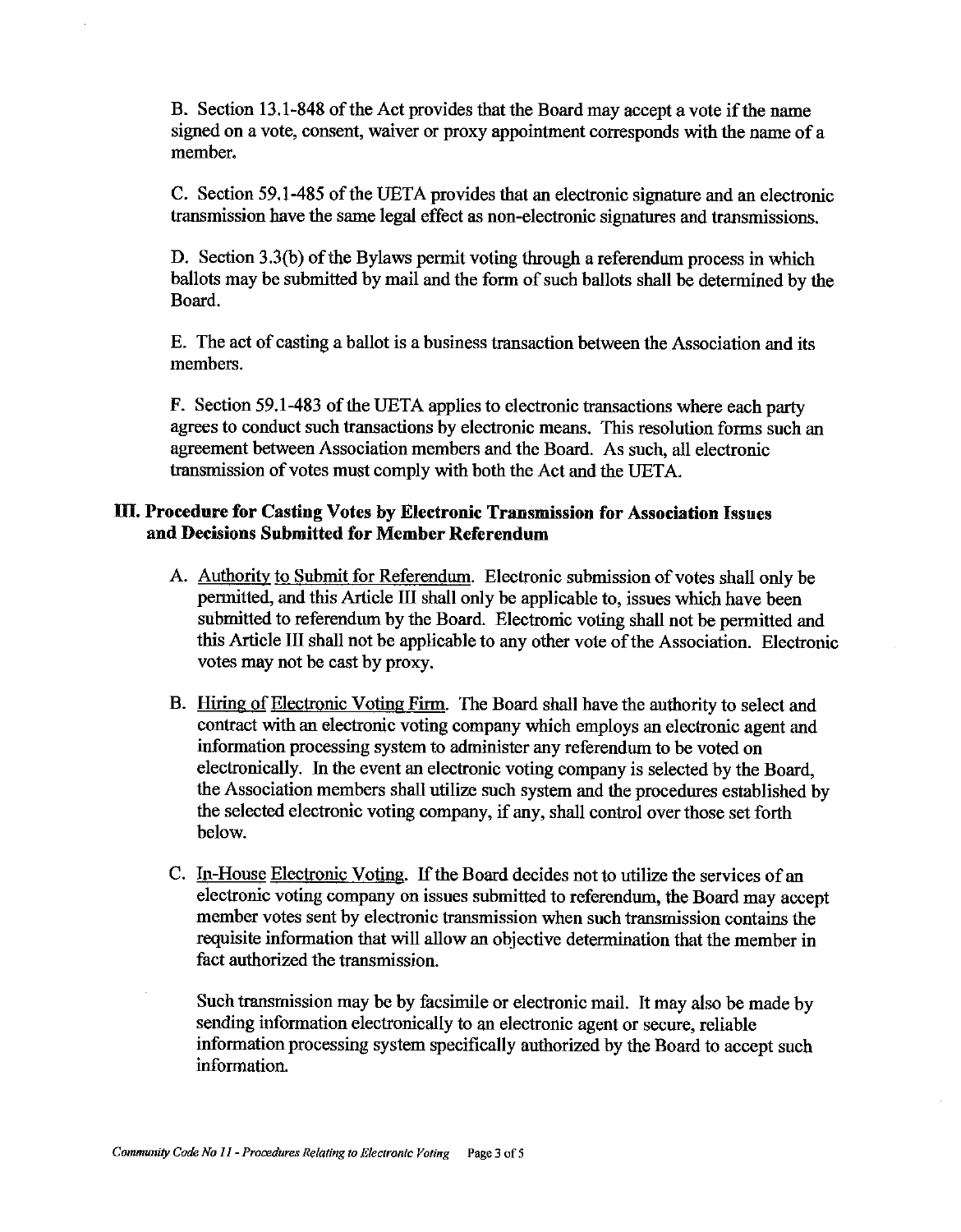B. Section 13.1-848 of the Act provides that the Board may accept a vote if the name signed on a vote, consent, waiver or proxy appointment corresponds with the name of a member.

C. Section 59.1-485 of the UETA provides that an electronic signature and an electronic transmission have the same legal effect as non-electronic signatures and transmissions.

D. Section 3.3(b) of the Bylaws permit voting through a referendum process in which ballots may be submitted by mail and the form of such ballots shall be determined by the Board.

E. The act of casting a ballot is a business transaction between the Association and its members.

F. Section 59.1-483 of the UETA applies to electronic transactions where each party agrees to conduct such transactions by electronic means. This resolution forms such an agreement between Association members and the Board. As such, all electronic transmission of votes must comply with both the Act and the UETA.

## III. Procedure for Casting Votes by Electronic Transmission for Association Issues and Decisions Submitted for Member Referendum

A. Authority to Submit for Referendum. Electronic submission of votes shall only be permitted, and this Article III shall only be applicable to, issues which have been submitted to referendum by the Board. Electronic voting shall not be permitted and this Article III shall not be applicable to any other vote of the Association. Electronic votes may not be cast by proxy.

B. Hiring of Electronic Voting Firm. The Board shall have the authority to select and contract with an electronic voting company which employs an electronic agent and information processing system to administer any referendum to be voted on electronically. In the event an electronic voting company is selected by the Board, the Association members shall utilize such system and the procedures established by the selected electronic voting company, if any, shall control over those set forth below.

C. In-House Electronic Voting. If the Board decides not to utilize the services of an electronic voting company on issues submitted to referendum, the Board may accept member votes sent by electronic transmission when such transmission contains the requisite information that will allow an objective determination that the member in fact authorized the transmission.

Such transmission may be by facsimile or electronic mail. It may also be made by sending information electronically to an electronic agent or secure, reliable information processing system specifically authorized by the Board to accept such information.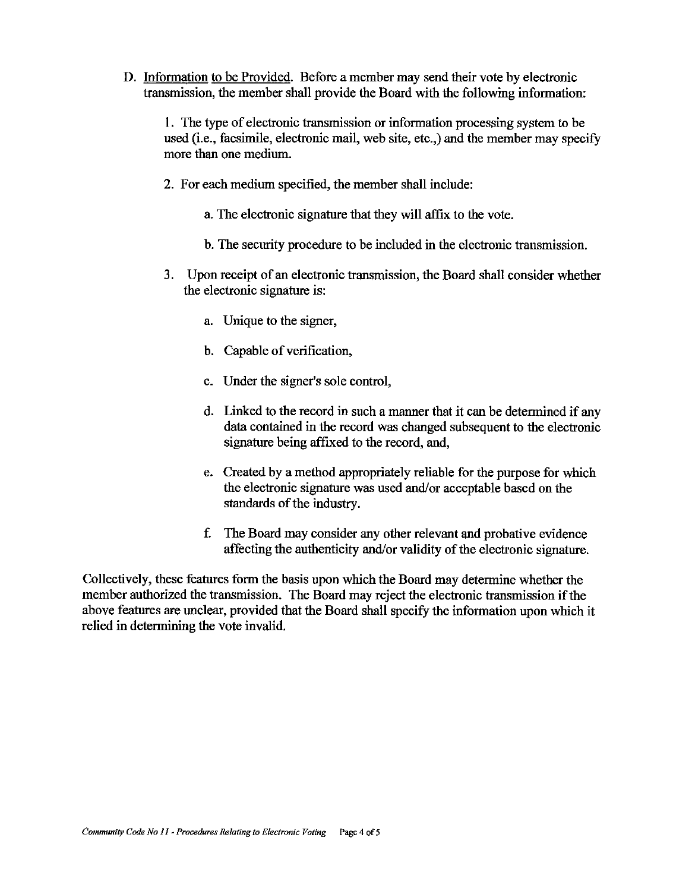D. Information to be Provided. Before a member may send their vote by electronic transmission, the member shall provide the Board with the following information:

1. The type of electronic transmission or information processing system to be used (i.e., facsimile, electronic mail, web site, etc.,) and the member may specify more than one medium.

2. For each medium specified, the member shall include:

   a. The electronic signature that they will affix to the vote.

   b. The security procedure to be included in the electronic transmission.

3. Upon receipt of an electronic transmission, the Board shall consider whether the electronic signature is:

   a. Unique to the signer,

   b. Capable of verification,

   c. Under the signer's sole control,

   d. Linked to the record in such a manner that it can be determined if any data contained in the record was changed subsequent to the electronic signature being affixed to the record, and,

   e. Created by a method appropriately reliable for the purpose for which the electronic signature was used and/or acceptable based on the standards of the industry.

   f. The Board may consider any other relevant and probative evidence affecting the authenticity and/or validity of the electronic signature.

Collectively, these features form the basis upon which the Board may determine whether the member authorized the transmission. The Board may reject the electronic transmission if the above features are unclear, provided that the Board shall specify the information upon which it relied in determining the vote invalid.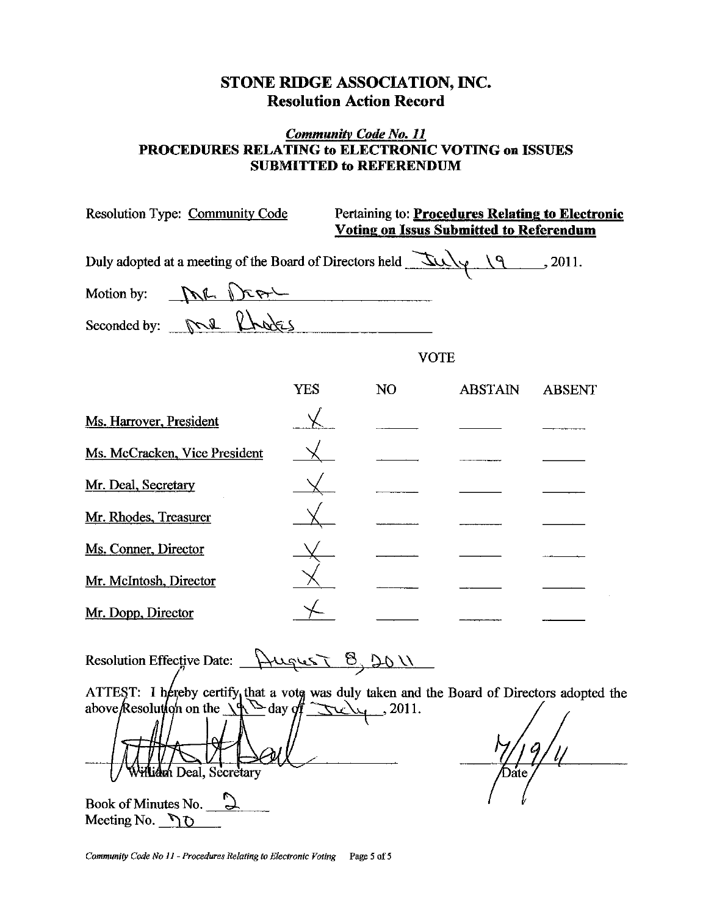# STONE RIDGE ASSOCIATION, INC.
## Resolution Action Record

***Community Code No. 11***
**PROCEDURES RELATING to ELECTRONIC VOTING on ISSUES SUBMITTED to REFERENDUM**

Resolution Type: Community Code

Pertaining to: **Procedures Relating to Electronic Voting on Issus Submitted to Referendum**

Duly adopted at a meeting of the Board of Directors held July 19, 2011.

Motion by: Mr. Deal

Seconded by: Mr. Rhodes

VOTE

| | YES | NO | ABSTAIN | ABSENT |
|---|---|---|---|---|
| Ms. Harrover, President | X | | | |
| Ms. McCracken, Vice President | X | | | |
| Mr. Deal, Secretary | X | | | |
| Mr. Rhodes, Treasurer | X | | | |
| Ms. Conner, Director | X | | | |
| Mr. McIntosh, Director | X | | | |
| Mr. Dopp, Director | X | | | |

Resolution Effective Date: August 8, 2011

ATTEST: I hereby certify that a vote was duly taken and the Board of Directors adopted the above Resolution on the 19th day of July, 2011.

William Deal, Secretary

7/19/11
Date

Book of Minutes No. 2
Meeting No. 70